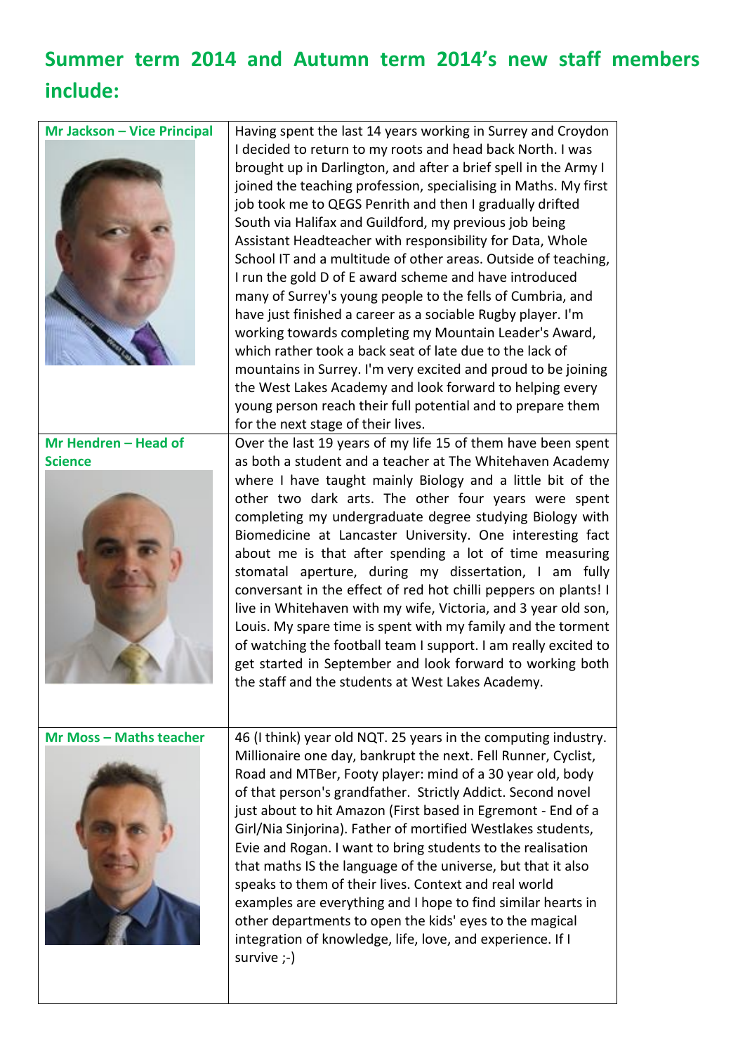# Summer term 2014 and Autumn term 2014's new staff members include:

| | |
|---|---|
| **Mr Jackson – Vice Principal** | Having spent the last 14 years working in Surrey and Croydon I decided to return to my roots and head back North. I was brought up in Darlington, and after a brief spell in the Army I joined the teaching profession, specialising in Maths. My first job took me to QEGS Penrith and then I gradually drifted South via Halifax and Guildford, my previous job being Assistant Headteacher with responsibility for Data, Whole School IT and a multitude of other areas. Outside of teaching, I run the gold D of E award scheme and have introduced many of Surrey's young people to the fells of Cumbria, and have just finished a career as a sociable Rugby player. I'm working towards completing my Mountain Leader's Award, which rather took a back seat of late due to the lack of mountains in Surrey. I'm very excited and proud to be joining the West Lakes Academy and look forward to helping every young person reach their full potential and to prepare them for the next stage of their lives. |
| **Mr Hendren – Head of Science** | Over the last 19 years of my life 15 of them have been spent as both a student and a teacher at The Whitehaven Academy where I have taught mainly Biology and a little bit of the other two dark arts. The other four years were spent completing my undergraduate degree studying Biology with Biomedicine at Lancaster University. One interesting fact about me is that after spending a lot of time measuring stomatal aperture, during my dissertation, I am fully conversant in the effect of red hot chilli peppers on plants! I live in Whitehaven with my wife, Victoria, and 3 year old son, Louis. My spare time is spent with my family and the torment of watching the football team I support. I am really excited to get started in September and look forward to working both the staff and the students at West Lakes Academy. |
| **Mr Moss – Maths teacher** | 46 (I think) year old NQT. 25 years in the computing industry. Millionaire one day, bankrupt the next. Fell Runner, Cyclist, Road and MTBer, Footy player: mind of a 30 year old, body of that person's grandfather. Strictly Addict. Second novel just about to hit Amazon (First based in Egremont - End of a Girl/Nia Sinjorina). Father of mortified Westlakes students, Evie and Rogan. I want to bring students to the realisation that maths IS the language of the universe, but that it also speaks to them of their lives. Context and real world examples are everything and I hope to find similar hearts in other departments to open the kids' eyes to the magical integration of knowledge, life, love, and experience. If I survive ;-) |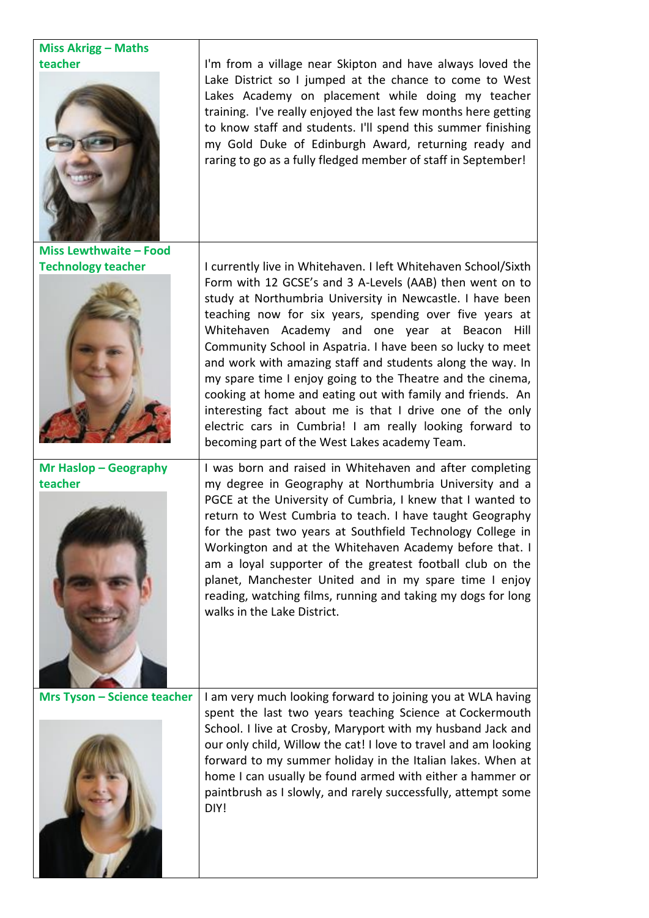| | |
|---|---|
| **Miss Akrigg – Maths teacher** | I'm from a village near Skipton and have always loved the Lake District so I jumped at the chance to come to West Lakes Academy on placement while doing my teacher training. I've really enjoyed the last few months here getting to know staff and students. I'll spend this summer finishing my Gold Duke of Edinburgh Award, returning ready and raring to go as a fully fledged member of staff in September! |
| **Miss Lewthwaite – Food Technology teacher** | I currently live in Whitehaven. I left Whitehaven School/Sixth Form with 12 GCSE's and 3 A-Levels (AAB) then went on to study at Northumbria University in Newcastle. I have been teaching now for six years, spending over five years at Whitehaven Academy and one year at Beacon Hill Community School in Aspatria. I have been so lucky to meet and work with amazing staff and students along the way. In my spare time I enjoy going to the Theatre and the cinema, cooking at home and eating out with family and friends. An interesting fact about me is that I drive one of the only electric cars in Cumbria! I am really looking forward to becoming part of the West Lakes academy Team. |
| **Mr Haslop – Geography teacher** | I was born and raised in Whitehaven and after completing my degree in Geography at Northumbria University and a PGCE at the University of Cumbria, I knew that I wanted to return to West Cumbria to teach. I have taught Geography for the past two years at Southfield Technology College in Workington and at the Whitehaven Academy before that. I am a loyal supporter of the greatest football club on the planet, Manchester United and in my spare time I enjoy reading, watching films, running and taking my dogs for long walks in the Lake District. |
| **Mrs Tyson – Science teacher** | I am very much looking forward to joining you at WLA having spent the last two years teaching Science at Cockermouth School. I live at Crosby, Maryport with my husband Jack and our only child, Willow the cat! I love to travel and am looking forward to my summer holiday in the Italian lakes. When at home I can usually be found armed with either a hammer or paintbrush as I slowly, and rarely successfully, attempt some DIY! |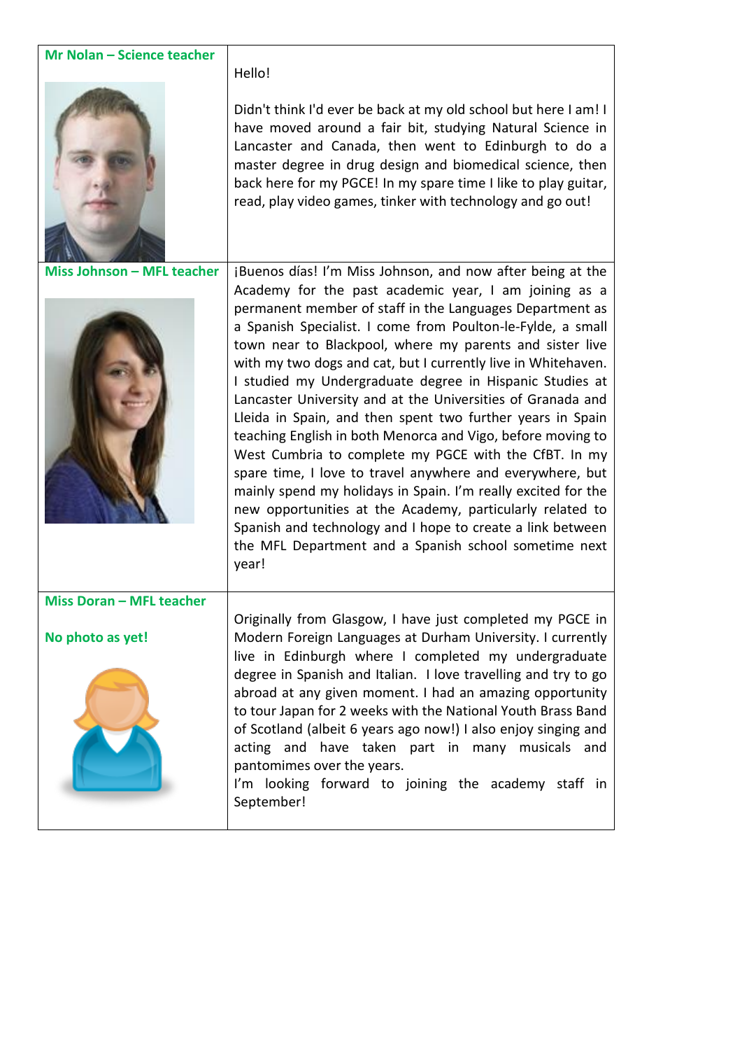| | |
|---|---|
| **Mr Nolan – Science teacher** | Hello!<br><br>Didn't think I'd ever be back at my old school but here I am! I have moved around a fair bit, studying Natural Science in Lancaster and Canada, then went to Edinburgh to do a master degree in drug design and biomedical science, then back here for my PGCE! In my spare time I like to play guitar, read, play video games, tinker with technology and go out! |
| **Miss Johnson – MFL teacher** | ¡Buenos días! I'm Miss Johnson, and now after being at the Academy for the past academic year, I am joining as a permanent member of staff in the Languages Department as a Spanish Specialist. I come from Poulton-le-Fylde, a small town near to Blackpool, where my parents and sister live with my two dogs and cat, but I currently live in Whitehaven. I studied my Undergraduate degree in Hispanic Studies at Lancaster University and at the Universities of Granada and Lleida in Spain, and then spent two further years in Spain teaching English in both Menorca and Vigo, before moving to West Cumbria to complete my PGCE with the CfBT. In my spare time, I love to travel anywhere and everywhere, but mainly spend my holidays in Spain. I'm really excited for the new opportunities at the Academy, particularly related to Spanish and technology and I hope to create a link between the MFL Department and a Spanish school sometime next year! |
| **Miss Doran – MFL teacher**<br><br>**No photo as yet!** | Originally from Glasgow, I have just completed my PGCE in Modern Foreign Languages at Durham University. I currently live in Edinburgh where I completed my undergraduate degree in Spanish and Italian. I love travelling and try to go abroad at any given moment. I had an amazing opportunity to tour Japan for 2 weeks with the National Youth Brass Band of Scotland (albeit 6 years ago now!) I also enjoy singing and acting and have taken part in many musicals and pantomimes over the years.<br>I'm looking forward to joining the academy staff in September! |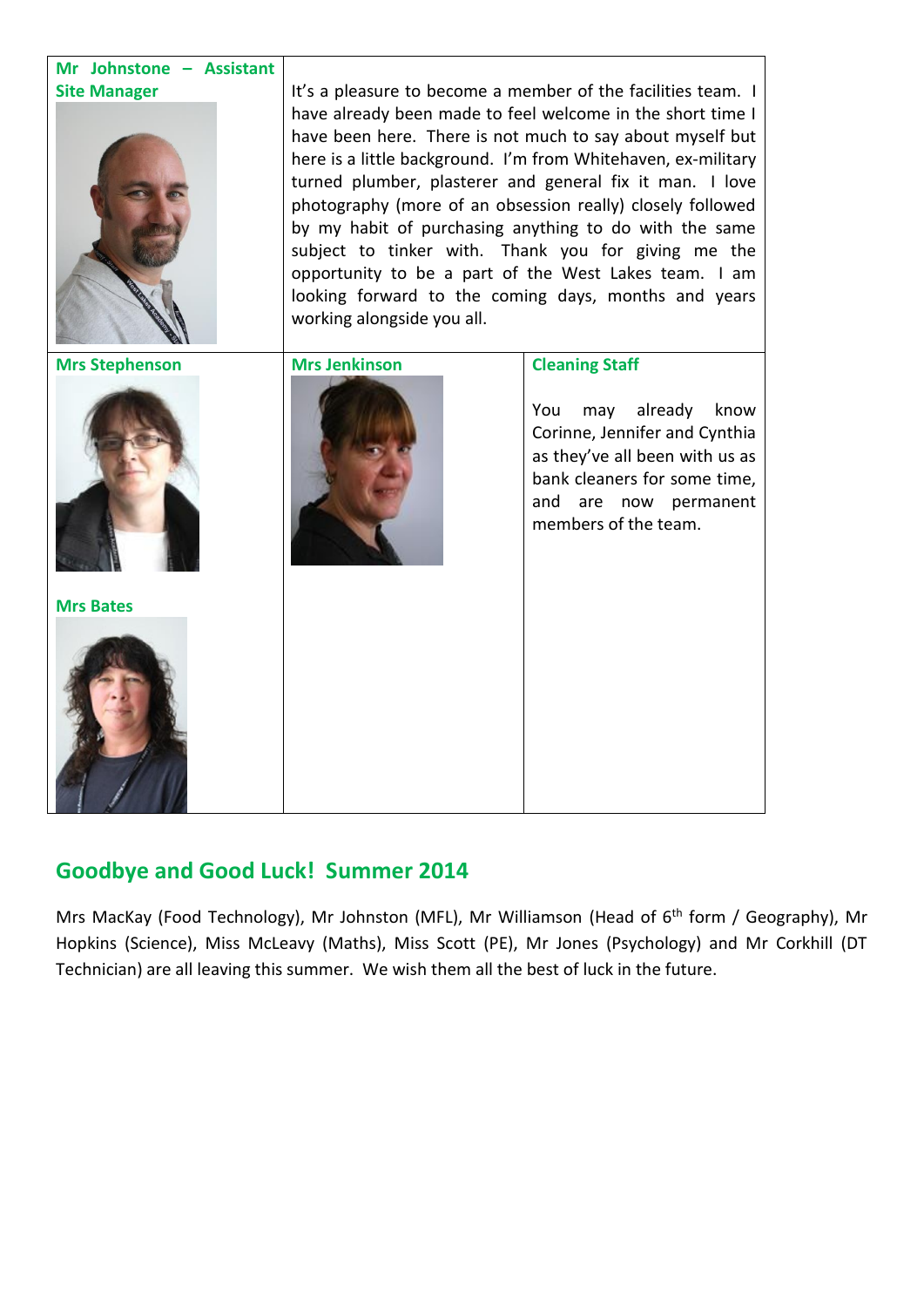**Mr Johnstone – Assistant Site Manager**

It's a pleasure to become a member of the facilities team. I have already been made to feel welcome in the short time I have been here. There is not much to say about myself but here is a little background. I'm from Whitehaven, ex-military turned plumber, plasterer and general fix it man. I love photography (more of an obsession really) closely followed by my habit of purchasing anything to do with the same subject to tinker with. Thank you for giving me the opportunity to be a part of the West Lakes team. I am looking forward to the coming days, months and years working alongside you all.

**Mrs Stephenson**

**Mrs Jenkinson**

**Mrs Bates**

**Cleaning Staff**

You may already know Corinne, Jennifer and Cynthia as they've all been with us as bank cleaners for some time, and are now permanent members of the team.

## Goodbye and Good Luck! Summer 2014

Mrs MacKay (Food Technology), Mr Johnston (MFL), Mr Williamson (Head of 6th form / Geography), Mr Hopkins (Science), Miss McLeavy (Maths), Miss Scott (PE), Mr Jones (Psychology) and Mr Corkhill (DT Technician) are all leaving this summer. We wish them all the best of luck in the future.